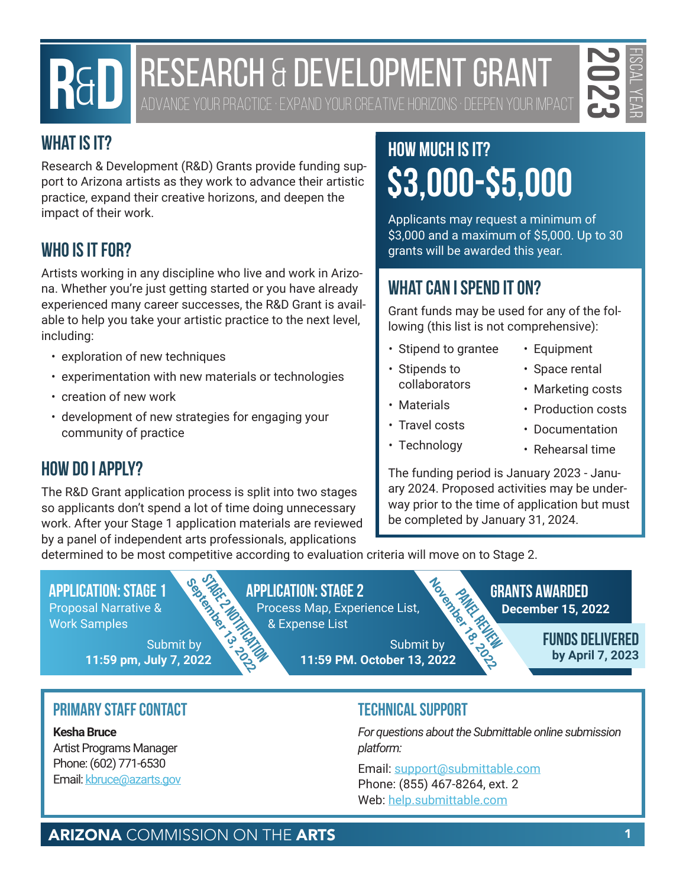# R&D RESEARCH & DEVELOPMENT GRANT

ADVANCE YOUR PRACTICE · EXPAND YOUR CREATIVE HORIZONS · DEEPEN YOUR IMPACT

2023 FISCAL YEAR

## WHAT IS IT?

Research & Development (R&D) Grants provide funding support to Arizona artists as they work to advance their artistic practice, expand their creative horizons, and deepen the impact of their work.

## WHO IS IT FOR?

Artists working in any discipline who live and work in Arizona. Whether you're just getting started or you have already experienced many career successes, the R&D Grant is available to help you take your artistic practice to the next level, including:

- exploration of new techniques
- experimentation with new materials or technologies
- creation of new work
- development of new strategies for engaging your community of practice

## HOW DO I APPLY?

The R&D Grant application process is split into two stages so applicants don't spend a lot of time doing unnecessary work. After your Stage 1 application materials are reviewed by a panel of independent arts professionals, applications determined to be most competitive according to evaluation criteria will move on to Stage 2.

## HOW MUCH IS IT?

**$3,000-$5,000**

Applicants may request a minimum of $3,000 and a maximum of $5,000. Up to 30 grants will be awarded this year.

## WHAT CAN I SPEND IT ON?

Grant funds may be used for any of the following (this list is not comprehensive):

- Stipend to grantee
- Stipends to collaborators
- Materials
- Travel costs
- Technology
- Equipment
- Space rental
- Marketing costs
- Production costs
- Documentation
- Rehearsal time

The funding period is January 2023 - January 2024. Proposed activities may be underway prior to the time of application but must be completed by January 31, 2024.

### APPLICATION: STAGE 1

Proposal Narrative & Work Samples

Submit by **11:59 pm, July 7, 2022**

**STAGE 2 NOTIFICATION** September 13, 2022

### APPLICATION: STAGE 2

Process Map, Experience List, & Expense List

Submit by **11:59 PM. October 13, 2022**

**PANEL REVIEW** November 18, 2022

### GRANTS AWARDED

**December 15, 2022**

### FUNDS DELIVERED

**by April 7, 2023**

## PRIMARY STAFF CONTACT

**Kesha Bruce**
Artist Programs Manager
Phone: (602) 771-6530
Email: kbruce@azarts.gov

## TECHNICAL SUPPORT

*For questions about the Submittable online submission platform:*

Email: support@submittable.com
Phone: (855) 467-8264, ext. 2
Web: help.submittable.com

**ARIZONA** COMMISSION ON THE **ARTS**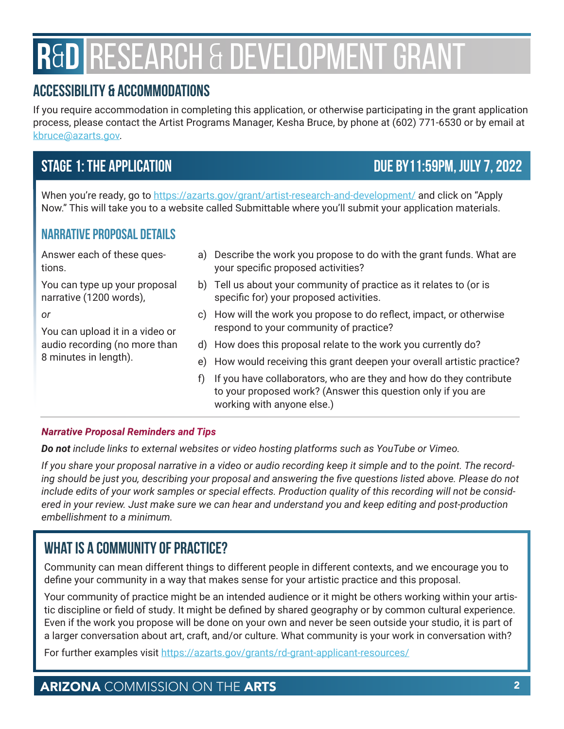# R&D RESEARCH & DEVELOPMENT GRANT

## ACCESSIBILITY & ACCOMMODATIONS

If you require accommodation in completing this application, or otherwise participating in the grant application process, please contact the Artist Programs Manager, Kesha Bruce, by phone at (602) 771-6530 or by email at [kbruce@azarts.gov](mailto:kbruce@azarts.gov).

## STAGE 1: THE APPLICATION — DUE BY 11:59PM, JULY 7, 2022

When you're ready, go to [https://azarts.gov/grant/artist-research-and-development/](https://azarts.gov/grant/artist-research-and-development/) and click on "Apply Now." This will take you to a website called Submittable where you'll submit your application materials.

### NARRATIVE PROPOSAL DETAILS

Answer each of these questions.

You can type up your proposal narrative (1200 words),

*or*

You can upload it in a video or audio recording (no more than 8 minutes in length).

a) Describe the work you propose to do with the grant funds. What are your specific proposed activities?
b) Tell us about your community of practice as it relates to (or is specific for) your proposed activities.
c) How will the work you propose to do reflect, impact, or otherwise respond to your community of practice?
d) How does this proposal relate to the work you currently do?
e) How would receiving this grant deepen your overall artistic practice?
f) If you have collaborators, who are they and how do they contribute to your proposed work? (Answer this question only if you are working with anyone else.)

***Narrative Proposal Reminders and Tips***

***Do not** include links to external websites or video hosting platforms such as YouTube or Vimeo.*

*If you share your proposal narrative in a video or audio recording keep it simple and to the point. The recording should be just you, describing your proposal and answering the five questions listed above. Please do not include edits of your work samples or special effects. Production quality of this recording will not be considered in your review. Just make sure we can hear and understand you and keep editing and post-production embellishment to a minimum.*

## WHAT IS A COMMUNITY OF PRACTICE?

Community can mean different things to different people in different contexts, and we encourage you to define your community in a way that makes sense for your artistic practice and this proposal.

Your community of practice might be an intended audience or it might be others working within your artistic discipline or field of study. It might be defined by shared geography or by common cultural experience. Even if the work you propose will be done on your own and never be seen outside your studio, it is part of a larger conversation about art, craft, and/or culture. What community is your work in conversation with?

For further examples visit [https://azarts.gov/grants/rd-grant-applicant-resources/](https://azarts.gov/grants/rd-grant-applicant-resources/)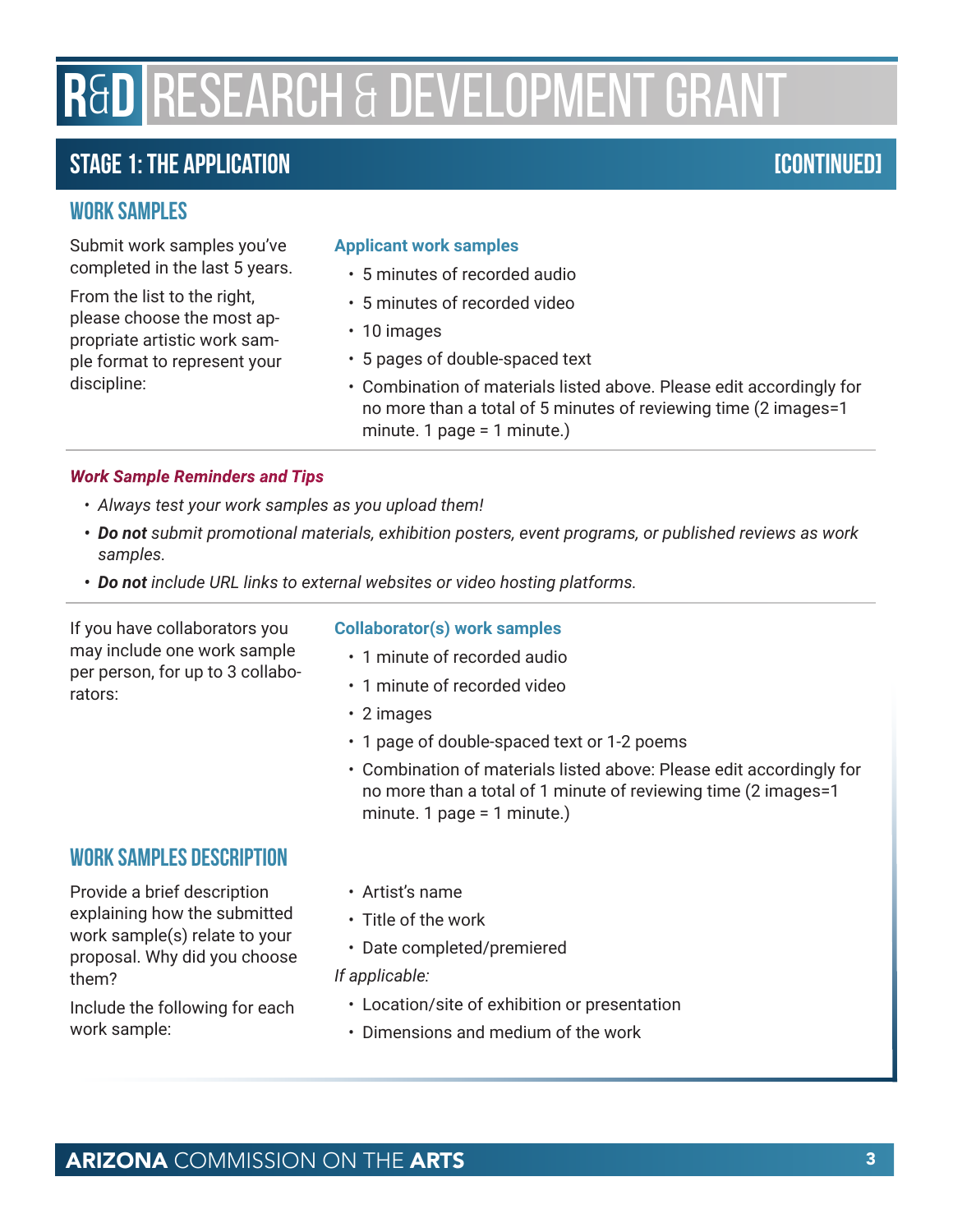# R&D RESEARCH & DEVELOPMENT GRANT

## STAGE 1: THE APPLICATION [CONTINUED]

### WORK SAMPLES

Submit work samples you've completed in the last 5 years.

From the list to the right, please choose the most appropriate artistic work sample format to represent your discipline:

**Applicant work samples**

- 5 minutes of recorded audio
- 5 minutes of recorded video
- 10 images
- 5 pages of double-spaced text
- Combination of materials listed above. Please edit accordingly for no more than a total of 5 minutes of reviewing time (2 images=1 minute. 1 page = 1 minute.)

***Work Sample Reminders and Tips***

- *Always test your work samples as you upload them!*
- ***Do not** submit promotional materials, exhibition posters, event programs, or published reviews as work samples.*
- ***Do not** include URL links to external websites or video hosting platforms.*

If you have collaborators you may include one work sample per person, for up to 3 collaborators:

**Collaborator(s) work samples**

- 1 minute of recorded audio
- 1 minute of recorded video
- 2 images
- 1 page of double-spaced text or 1-2 poems
- Combination of materials listed above: Please edit accordingly for no more than a total of 1 minute of reviewing time (2 images=1 minute. 1 page = 1 minute.)

### WORK SAMPLES DESCRIPTION

Provide a brief description explaining how the submitted work sample(s) relate to your proposal. Why did you choose them?

Include the following for each work sample:

- Artist's name
- Title of the work
- Date completed/premiered

*If applicable:*

- Location/site of exhibition or presentation
- Dimensions and medium of the work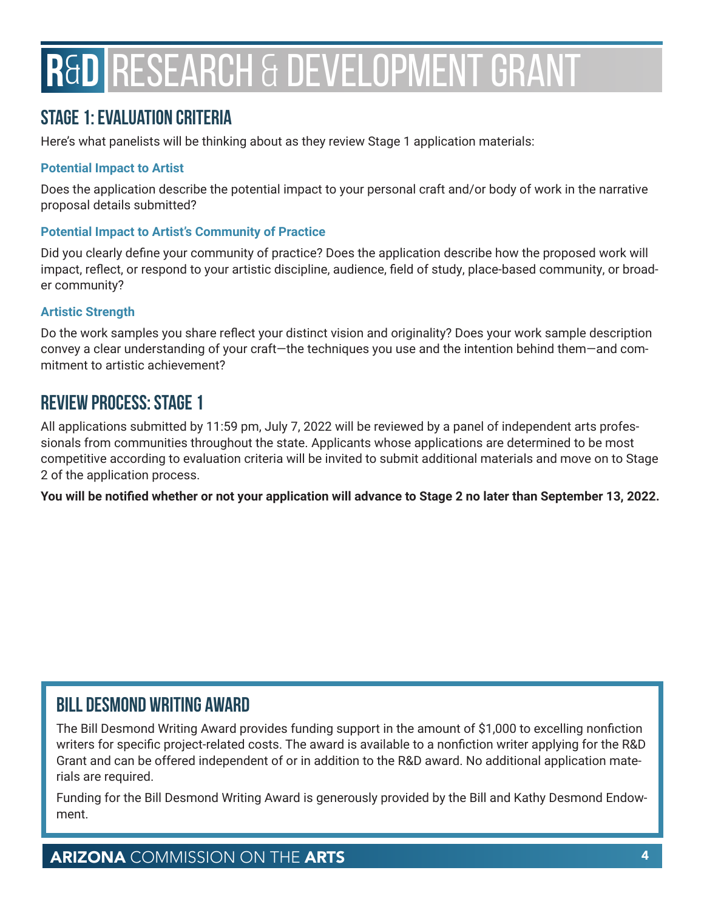# R&D RESEARCH & DEVELOPMENT GRANT

## STAGE 1: EVALUATION CRITERIA

Here's what panelists will be thinking about as they review Stage 1 application materials:

### Potential Impact to Artist

Does the application describe the potential impact to your personal craft and/or body of work in the narrative proposal details submitted?

### Potential Impact to Artist's Community of Practice

Did you clearly define your community of practice? Does the application describe how the proposed work will impact, reflect, or respond to your artistic discipline, audience, field of study, place-based community, or broader community?

### Artistic Strength

Do the work samples you share reflect your distinct vision and originality? Does your work sample description convey a clear understanding of your craft—the techniques you use and the intention behind them—and commitment to artistic achievement?

## REVIEW PROCESS: STAGE 1

All applications submitted by 11:59 pm, July 7, 2022 will be reviewed by a panel of independent arts professionals from communities throughout the state. Applicants whose applications are determined to be most competitive according to evaluation criteria will be invited to submit additional materials and move on to Stage 2 of the application process.

**You will be notified whether or not your application will advance to Stage 2 no later than September 13, 2022.**

## BILL DESMOND WRITING AWARD

The Bill Desmond Writing Award provides funding support in the amount of $1,000 to excelling nonfiction writers for specific project-related costs. The award is available to a nonfiction writer applying for the R&D Grant and can be offered independent of or in addition to the R&D award. No additional application materials are required.

Funding for the Bill Desmond Writing Award is generously provided by the Bill and Kathy Desmond Endowment.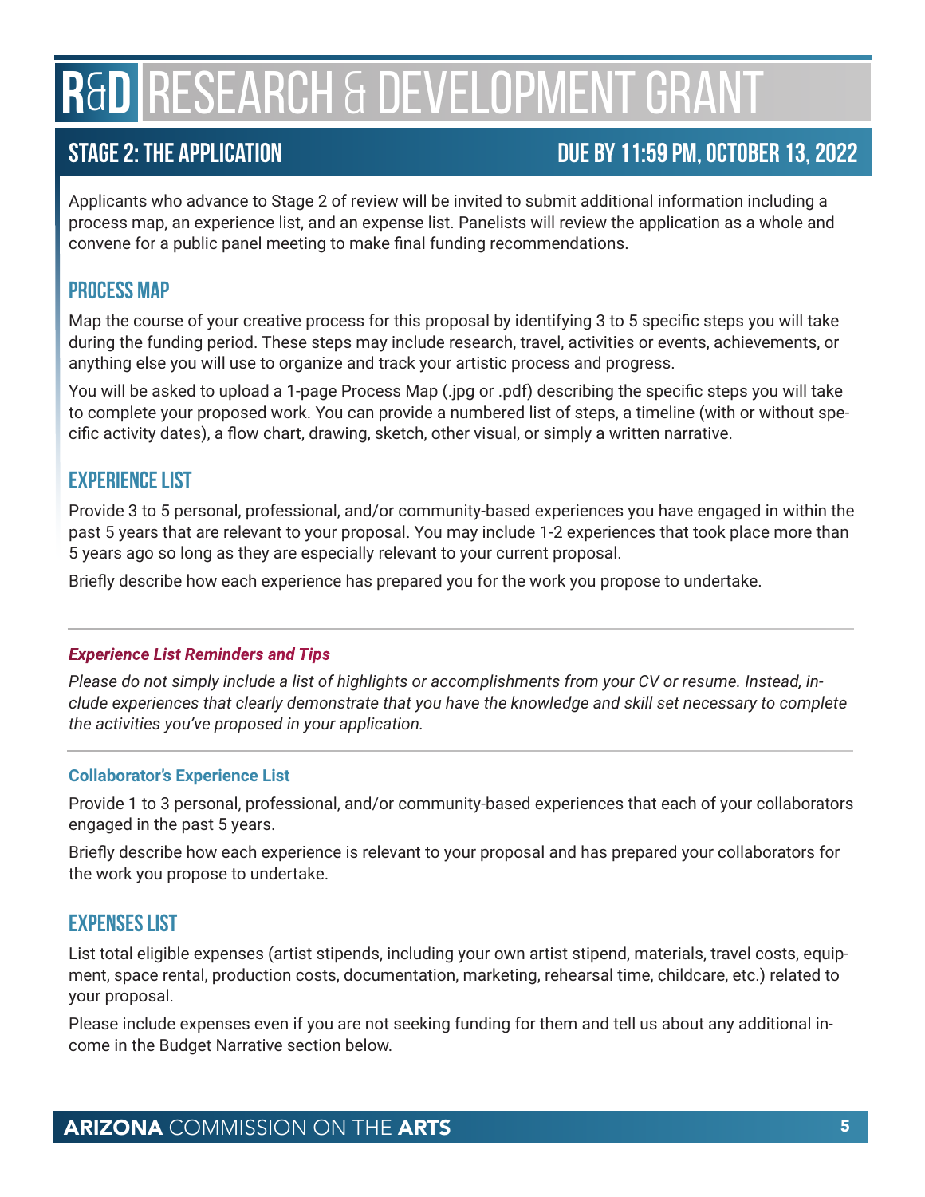# R&D RESEARCH & DEVELOPMENT GRANT

## STAGE 2: THE APPLICATION — DUE BY 11:59 PM, OCTOBER 13, 2022

Applicants who advance to Stage 2 of review will be invited to submit additional information including a process map, an experience list, and an expense list. Panelists will review the application as a whole and convene for a public panel meeting to make final funding recommendations.

### PROCESS MAP

Map the course of your creative process for this proposal by identifying 3 to 5 specific steps you will take during the funding period. These steps may include research, travel, activities or events, achievements, or anything else you will use to organize and track your artistic process and progress.

You will be asked to upload a 1-page Process Map (.jpg or .pdf) describing the specific steps you will take to complete your proposed work. You can provide a numbered list of steps, a timeline (with or without specific activity dates), a flow chart, drawing, sketch, other visual, or simply a written narrative.

### EXPERIENCE LIST

Provide 3 to 5 personal, professional, and/or community-based experiences you have engaged in within the past 5 years that are relevant to your proposal. You may include 1-2 experiences that took place more than 5 years ago so long as they are especially relevant to your current proposal.

Briefly describe how each experience has prepared you for the work you propose to undertake.

---

***Experience List Reminders and Tips***

*Please do not simply include a list of highlights or accomplishments from your CV or resume. Instead, include experiences that clearly demonstrate that you have the knowledge and skill set necessary to complete the activities you've proposed in your application.*

---

**Collaborator's Experience List**

Provide 1 to 3 personal, professional, and/or community-based experiences that each of your collaborators engaged in the past 5 years.

Briefly describe how each experience is relevant to your proposal and has prepared your collaborators for the work you propose to undertake.

### EXPENSES LIST

List total eligible expenses (artist stipends, including your own artist stipend, materials, travel costs, equipment, space rental, production costs, documentation, marketing, rehearsal time, childcare, etc.) related to your proposal.

Please include expenses even if you are not seeking funding for them and tell us about any additional income in the Budget Narrative section below.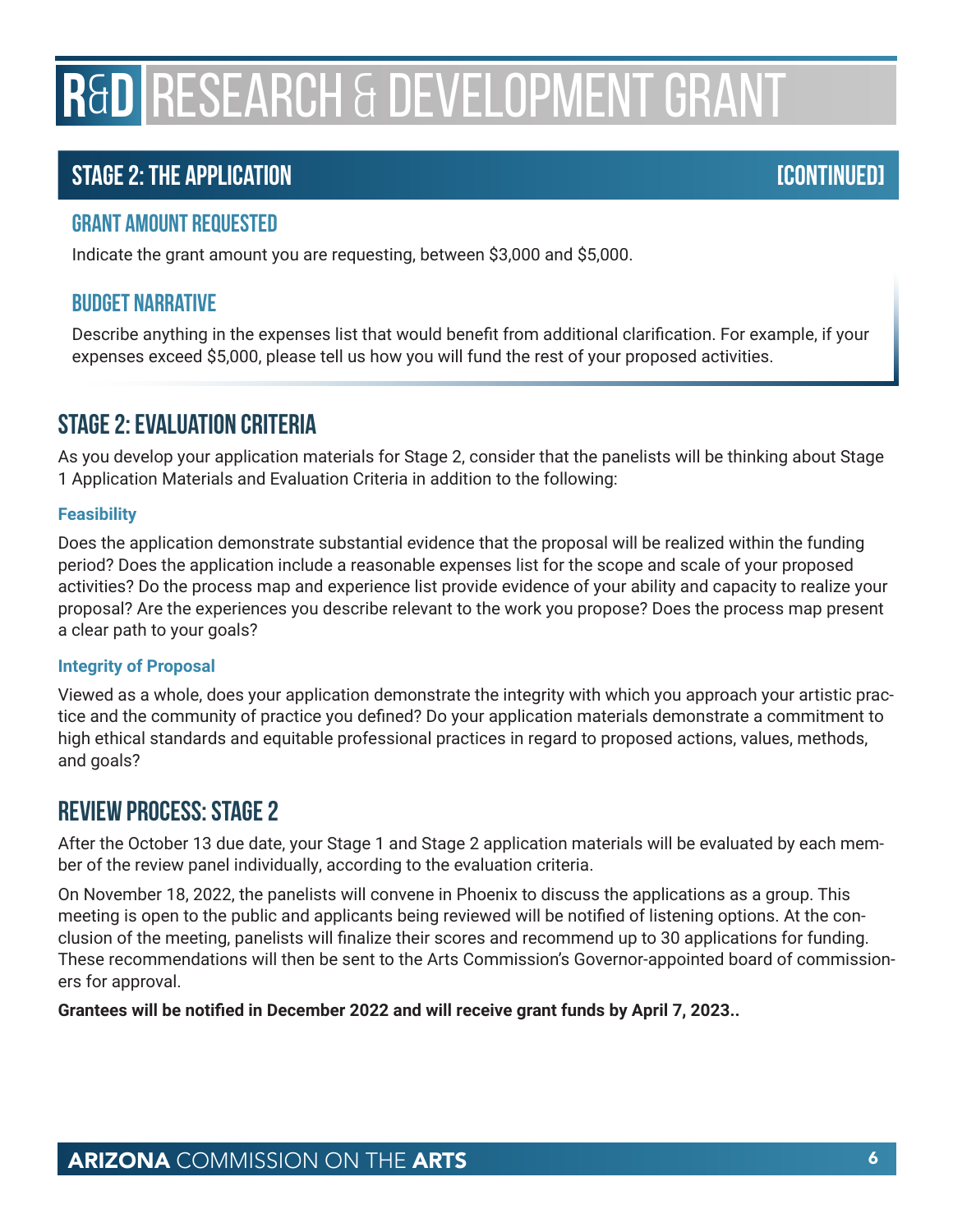# R&D RESEARCH & DEVELOPMENT GRANT

## STAGE 2: THE APPLICATION [CONTINUED]

### GRANT AMOUNT REQUESTED

Indicate the grant amount you are requesting, between $3,000 and $5,000.

### BUDGET NARRATIVE

Describe anything in the expenses list that would benefit from additional clarification. For example, if your expenses exceed $5,000, please tell us how you will fund the rest of your proposed activities.

## STAGE 2: EVALUATION CRITERIA

As you develop your application materials for Stage 2, consider that the panelists will be thinking about Stage 1 Application Materials and Evaluation Criteria in addition to the following:

**Feasibility**

Does the application demonstrate substantial evidence that the proposal will be realized within the funding period? Does the application include a reasonable expenses list for the scope and scale of your proposed activities? Do the process map and experience list provide evidence of your ability and capacity to realize your proposal? Are the experiences you describe relevant to the work you propose? Does the process map present a clear path to your goals?

**Integrity of Proposal**

Viewed as a whole, does your application demonstrate the integrity with which you approach your artistic practice and the community of practice you defined? Do your application materials demonstrate a commitment to high ethical standards and equitable professional practices in regard to proposed actions, values, methods, and goals?

## REVIEW PROCESS: STAGE 2

After the October 13 due date, your Stage 1 and Stage 2 application materials will be evaluated by each member of the review panel individually, according to the evaluation criteria.

On November 18, 2022, the panelists will convene in Phoenix to discuss the applications as a group. This meeting is open to the public and applicants being reviewed will be notified of listening options. At the conclusion of the meeting, panelists will finalize their scores and recommend up to 30 applications for funding. These recommendations will then be sent to the Arts Commission's Governor-appointed board of commissioners for approval.

**Grantees will be notified in December 2022 and will receive grant funds by April 7, 2023..**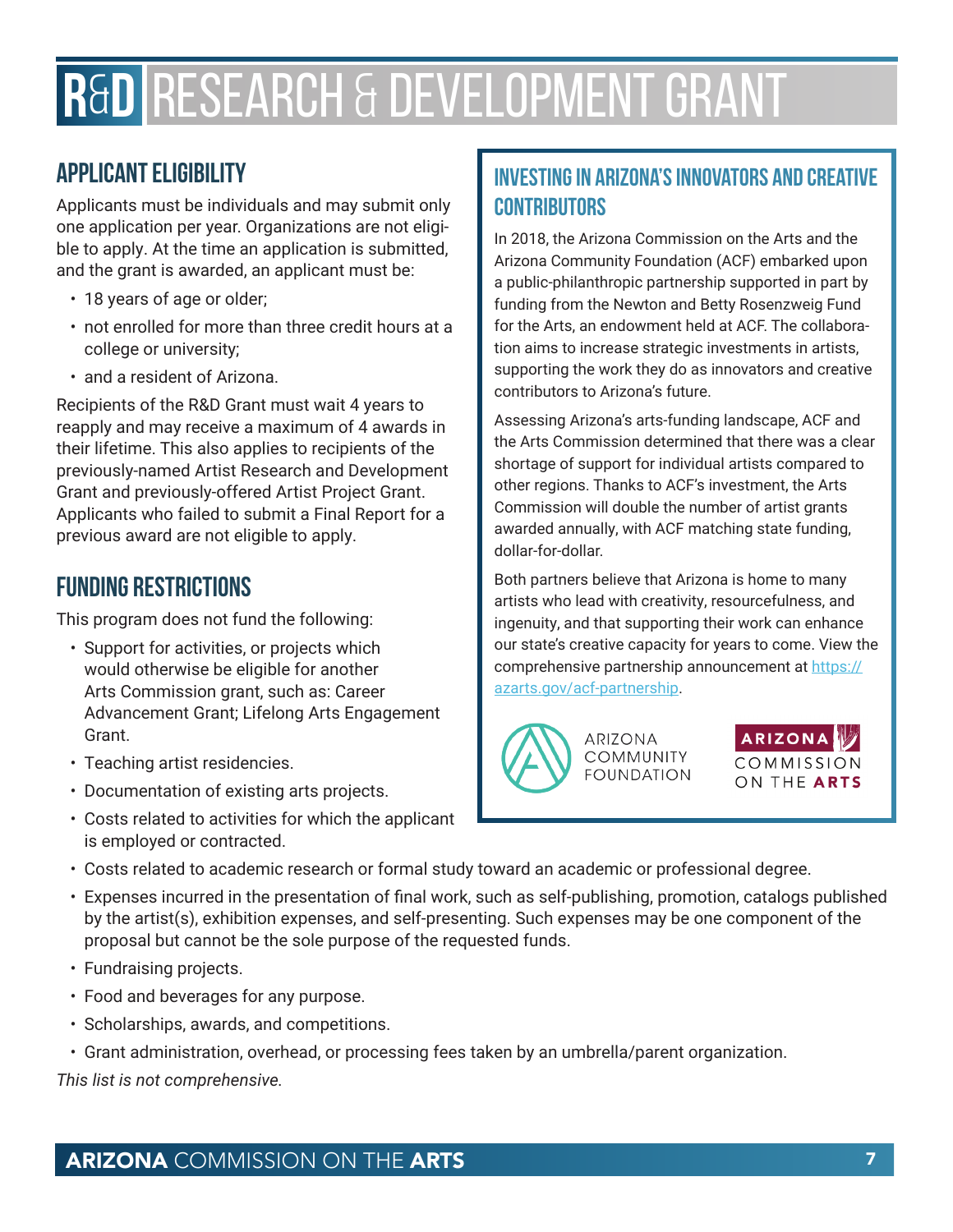# R&D RESEARCH & DEVELOPMENT GRANT

## APPLICANT ELIGIBILITY

Applicants must be individuals and may submit only one application per year. Organizations are not eligible to apply. At the time an application is submitted, and the grant is awarded, an applicant must be:

- 18 years of age or older;
- not enrolled for more than three credit hours at a college or university;
- and a resident of Arizona.

Recipients of the R&D Grant must wait 4 years to reapply and may receive a maximum of 4 awards in their lifetime. This also applies to recipients of the previously-named Artist Research and Development Grant and previously-offered Artist Project Grant. Applicants who failed to submit a Final Report for a previous award are not eligible to apply.

## FUNDING RESTRICTIONS

This program does not fund the following:

- Support for activities, or projects which would otherwise be eligible for another Arts Commission grant, such as: Career Advancement Grant; Lifelong Arts Engagement Grant.
- Teaching artist residencies.
- Documentation of existing arts projects.
- Costs related to activities for which the applicant is employed or contracted.
- Costs related to academic research or formal study toward an academic or professional degree.
- Expenses incurred in the presentation of final work, such as self-publishing, promotion, catalogs published by the artist(s), exhibition expenses, and self-presenting. Such expenses may be one component of the proposal but cannot be the sole purpose of the requested funds.
- Fundraising projects.
- Food and beverages for any purpose.
- Scholarships, awards, and competitions.
- Grant administration, overhead, or processing fees taken by an umbrella/parent organization.

*This list is not comprehensive.*

## INVESTING IN ARIZONA'S INNOVATORS AND CREATIVE CONTRIBUTORS

In 2018, the Arizona Commission on the Arts and the Arizona Community Foundation (ACF) embarked upon a public-philanthropic partnership supported in part by funding from the Newton and Betty Rosenzweig Fund for the Arts, an endowment held at ACF. The collaboration aims to increase strategic investments in artists, supporting the work they do as innovators and creative contributors to Arizona's future.

Assessing Arizona's arts-funding landscape, ACF and the Arts Commission determined that there was a clear shortage of support for individual artists compared to other regions. Thanks to ACF's investment, the Arts Commission will double the number of artist grants awarded annually, with ACF matching state funding, dollar-for-dollar.

Both partners believe that Arizona is home to many artists who lead with creativity, resourcefulness, and ingenuity, and that supporting their work can enhance our state's creative capacity for years to come. View the comprehensive partnership announcement at https://azarts.gov/acf-partnership.

ARIZONA COMMUNITY FOUNDATION

ARIZONA COMMISSION ON THE ARTS